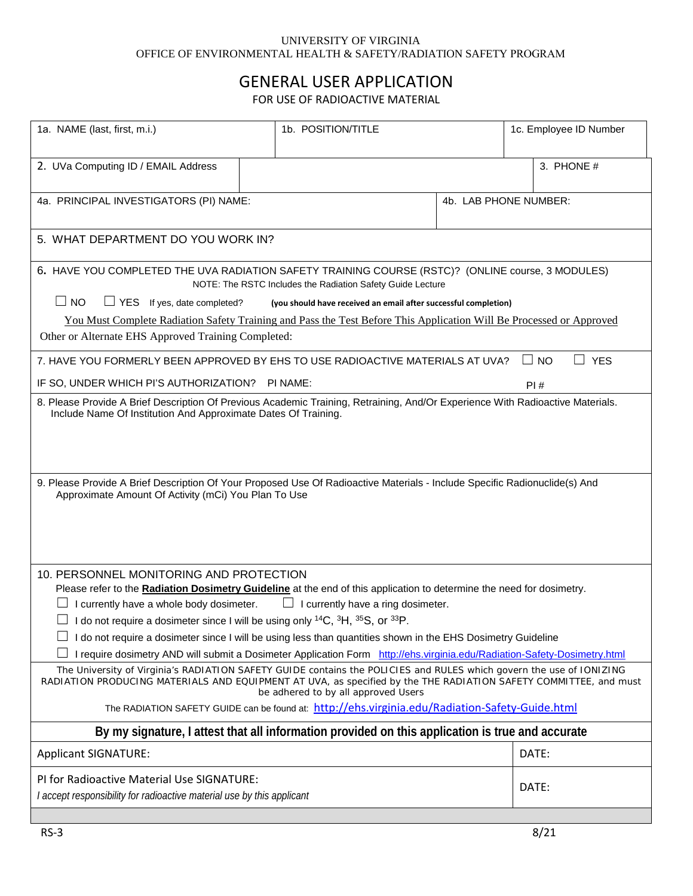UNIVERSITY OF VIRGINIA
OFFICE OF ENVIRONMENTAL HEALTH & SAFETY/RADIATION SAFETY PROGRAM

# GENERAL USER APPLICATION

FOR USE OF RADIOACTIVE MATERIAL

| 1a. NAME (last, first, m.i.) | 1b. POSITION/TITLE | 1c. Employee ID Number |
|---|---|---|
| 2. UVa Computing ID / EMAIL Address | | 3. PHONE # |
| 4a. PRINCIPAL INVESTIGATORS (PI) NAME: | | 4b. LAB PHONE NUMBER: |

5. WHAT DEPARTMENT DO YOU WORK IN?

6. HAVE YOU COMPLETED THE UVA RADIATION SAFETY TRAINING COURSE (RSTC)? (ONLINE course, 3 MODULES)
NOTE: The RSTC Includes the Radiation Safety Guide Lecture

☐ NO ☐ YES If yes, date completed? **(you should have received an email after successful completion)**

You Must Complete Radiation Safety Training and Pass the Test Before This Application Will Be Processed or Approved

Other or Alternate EHS Approved Training Completed:

7. HAVE YOU FORMERLY BEEN APPROVED BY EHS TO USE RADIOACTIVE MATERIALS AT UVA? ☐ NO ☐ YES

IF SO, UNDER WHICH PI'S AUTHORIZATION? PI NAME: PI #

8. Please Provide A Brief Description Of Previous Academic Training, Retraining, And/Or Experience With Radioactive Materials. Include Name Of Institution And Approximate Dates Of Training.

9. Please Provide A Brief Description Of Your Proposed Use Of Radioactive Materials - Include Specific Radionuclide(s) And Approximate Amount Of Activity (mCi) You Plan To Use

10. PERSONNEL MONITORING AND PROTECTION

Please refer to the **Radiation Dosimetry Guideline** at the end of this application to determine the need for dosimetry.

- ☐ I currently have a whole body dosimeter. ☐ I currently have a ring dosimeter.
- ☐ I do not require a dosimeter since I will be using only $^{14}C$, $^{3}H$, $^{35}S$, or $^{33}P$.
- ☐ I do not require a dosimeter since I will be using less than quantities shown in the EHS Dosimetry Guideline
- ☐ I require dosimetry AND will submit a Dosimeter Application Form http://ehs.virginia.edu/Radiation-Safety-Dosimetry.html

The University of Virginia's RADIATION SAFETY GUIDE contains the POLICIES and RULES which govern the use of IONIZING RADIATION PRODUCING MATERIALS AND EQUIPMENT AT UVA, as specified by the THE RADIATION SAFETY COMMITTEE, and must be adhered to by all approved Users

The RADIATION SAFETY GUIDE can be found at: http://ehs.virginia.edu/Radiation-Safety-Guide.html

**By my signature, I attest that all information provided on this application is true and accurate**

| Applicant SIGNATURE: | DATE: |
|---|---|
| PI for Radioactive Material Use SIGNATURE:<br>*I accept responsibility for radioactive material use by this applicant* | DATE: |

RS-3 8/21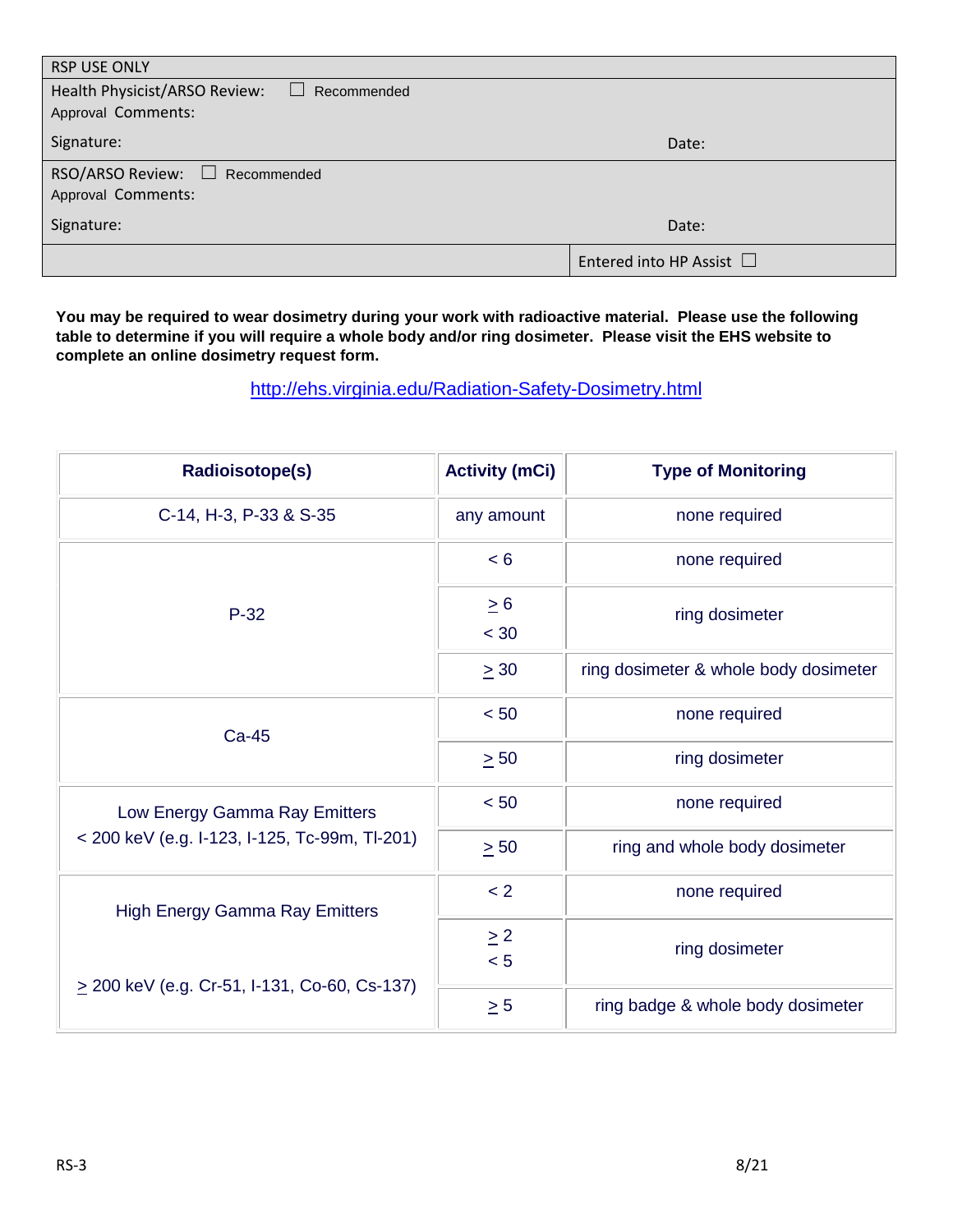| RSP USE ONLY | |
|---|---|
| Health Physicist/ARSO Review: ☐ Recommended<br>Approval Comments: | |
| Signature: | Date: |
| RSO/ARSO Review: ☐ Recommended<br>Approval Comments: | |
| Signature: | Date: |
| | Entered into HP Assist ☐ |

**You may be required to wear dosimetry during your work with radioactive material. Please use the following table to determine if you will require a whole body and/or ring dosimeter. Please visit the EHS website to complete an online dosimetry request form.**

http://ehs.virginia.edu/Radiation-Safety-Dosimetry.html

| Radioisotope(s) | Activity (mCi) | Type of Monitoring |
|---|---|---|
| C-14, H-3, P-33 & S-35 | any amount | none required |
| P-32 | < 6 | none required |
| | ≥ 6<br>< 30 | ring dosimeter |
| | ≥ 30 | ring dosimeter & whole body dosimeter |
| Ca-45 | < 50 | none required |
| | ≥ 50 | ring dosimeter |
| Low Energy Gamma Ray Emitters < 200 keV (e.g. I-123, I-125, Tc-99m, Tl-201) | < 50 | none required |
| | ≥ 50 | ring and whole body dosimeter |
| High Energy Gamma Ray Emitters ≥ 200 keV (e.g. Cr-51, I-131, Co-60, Cs-137) | < 2 | none required |
| | ≥ 2<br>< 5 | ring dosimeter |
| | ≥ 5 | ring badge & whole body dosimeter |

RS-3 8/21